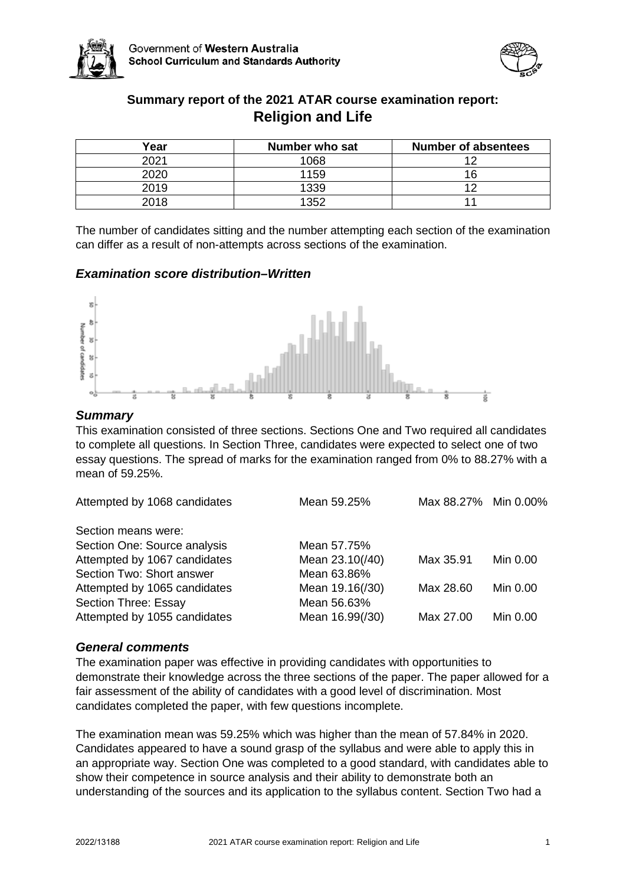# Summary report of the 2021 ATAR course examination report: Religion and Life

| Year | Number who sat | Number of absentees |
|---|---|---|
| 2021 | 1068 | 12 |
| 2020 | 1159 | 16 |
| 2019 | 1339 | 12 |
| 2018 | 1352 | 11 |

The number of candidates sitting and the number attempting each section of the examination can differ as a result of non-attempts across sections of the examination.

### *Examination score distribution–Written*

### *Summary*

This examination consisted of three sections. Sections One and Two required all candidates to complete all questions. In Section Three, candidates were expected to select one of two essay questions. The spread of marks for the examination ranged from 0% to 88.27% with a mean of 59.25%.

| | | | |
|---|---|---|---|
| Attempted by 1068 candidates | Mean 59.25% | Max 88.27% | Min 0.00% |
| Section means were: | | | |
| Section One: Source analysis | Mean 57.75% | | |
| Attempted by 1067 candidates | Mean 23.10(/40) | Max 35.91 | Min 0.00 |
| Section Two: Short answer | Mean 63.86% | | |
| Attempted by 1065 candidates | Mean 19.16(/30) | Max 28.60 | Min 0.00 |
| Section Three: Essay | Mean 56.63% | | |
| Attempted by 1055 candidates | Mean 16.99(/30) | Max 27.00 | Min 0.00 |

### *General comments*

The examination paper was effective in providing candidates with opportunities to demonstrate their knowledge across the three sections of the paper. The paper allowed for a fair assessment of the ability of candidates with a good level of discrimination. Most candidates completed the paper, with few questions incomplete.

The examination mean was 59.25% which was higher than the mean of 57.84% in 2020. Candidates appeared to have a sound grasp of the syllabus and were able to apply this in an appropriate way. Section One was completed to a good standard, with candidates able to show their competence in source analysis and their ability to demonstrate both an understanding of the sources and its application to the syllabus content. Section Two had a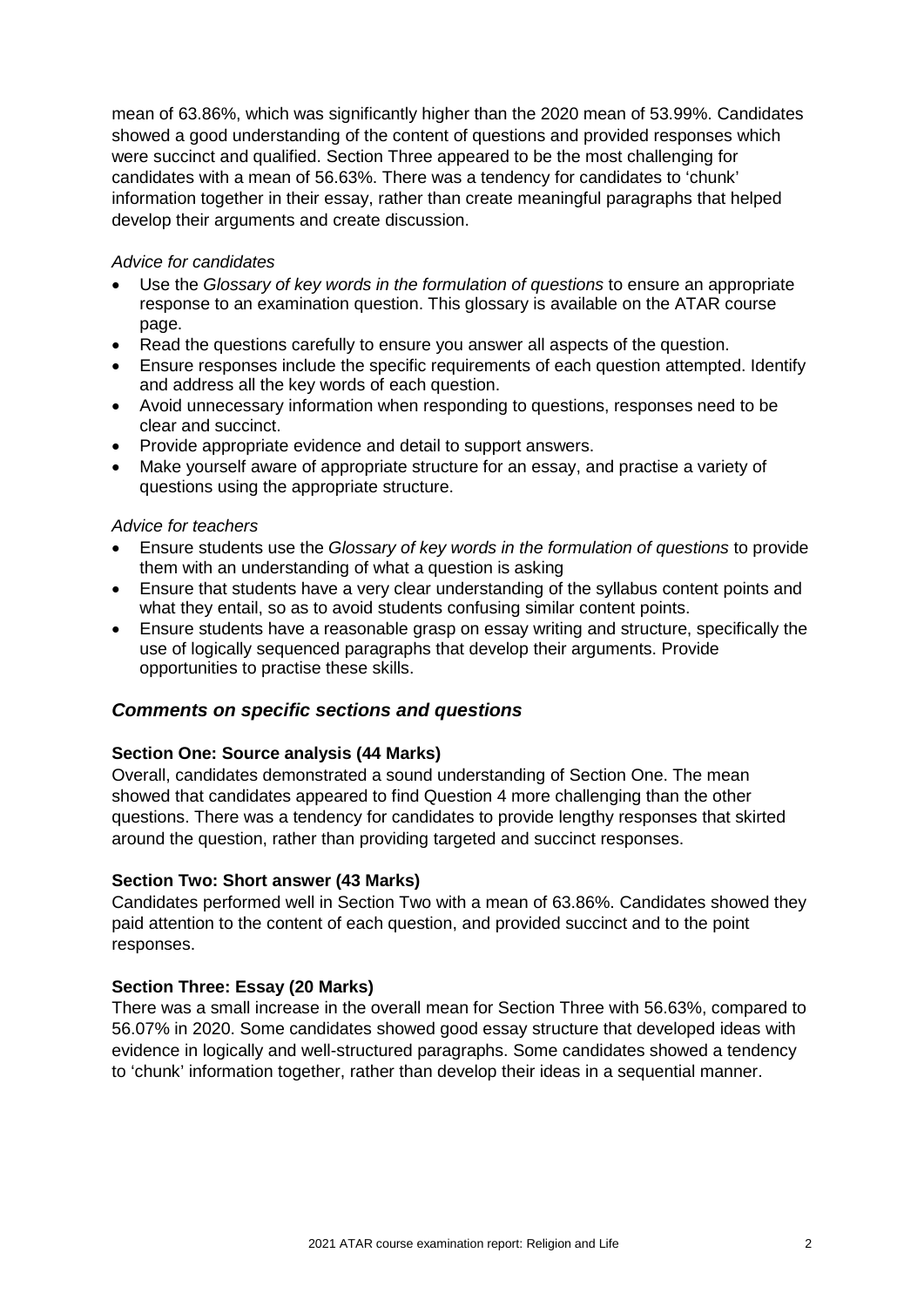mean of 63.86%, which was significantly higher than the 2020 mean of 53.99%. Candidates showed a good understanding of the content of questions and provided responses which were succinct and qualified. Section Three appeared to be the most challenging for candidates with a mean of 56.63%. There was a tendency for candidates to 'chunk' information together in their essay, rather than create meaningful paragraphs that helped develop their arguments and create discussion.

*Advice for candidates*

- Use the *Glossary of key words in the formulation of questions* to ensure an appropriate response to an examination question. This glossary is available on the ATAR course page.
- Read the questions carefully to ensure you answer all aspects of the question.
- Ensure responses include the specific requirements of each question attempted. Identify and address all the key words of each question.
- Avoid unnecessary information when responding to questions, responses need to be clear and succinct.
- Provide appropriate evidence and detail to support answers.
- Make yourself aware of appropriate structure for an essay, and practise a variety of questions using the appropriate structure.

*Advice for teachers*

- Ensure students use the *Glossary of key words in the formulation of questions* to provide them with an understanding of what a question is asking
- Ensure that students have a very clear understanding of the syllabus content points and what they entail, so as to avoid students confusing similar content points.
- Ensure students have a reasonable grasp on essay writing and structure, specifically the use of logically sequenced paragraphs that develop their arguments. Provide opportunities to practise these skills.

## *Comments on specific sections and questions*

**Section One: Source analysis (44 Marks)**

Overall, candidates demonstrated a sound understanding of Section One. The mean showed that candidates appeared to find Question 4 more challenging than the other questions. There was a tendency for candidates to provide lengthy responses that skirted around the question, rather than providing targeted and succinct responses.

**Section Two: Short answer (43 Marks)**

Candidates performed well in Section Two with a mean of 63.86%. Candidates showed they paid attention to the content of each question, and provided succinct and to the point responses.

**Section Three: Essay (20 Marks)**

There was a small increase in the overall mean for Section Three with 56.63%, compared to 56.07% in 2020. Some candidates showed good essay structure that developed ideas with evidence in logically and well-structured paragraphs. Some candidates showed a tendency to 'chunk' information together, rather than develop their ideas in a sequential manner.